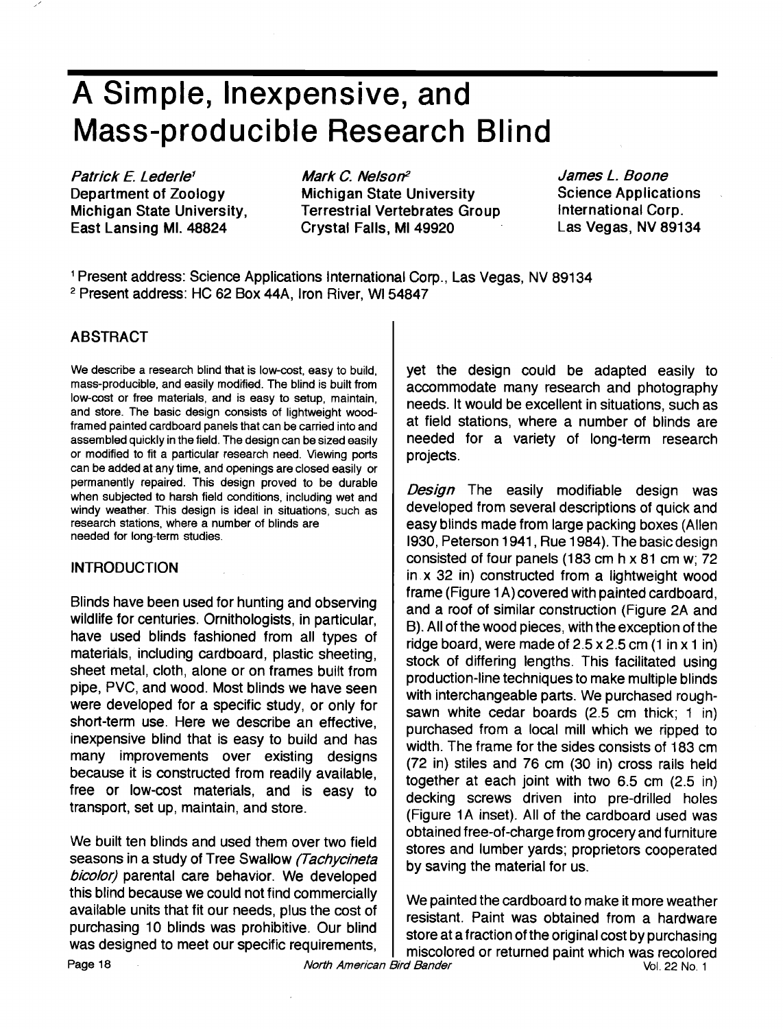# A Simple, Inexpensive, and Mass-producible Research Blind

*Patrick E. Lederle*[1]
Department of Zoology
Michigan State University,
East Lansing MI. 48824

*Mark C. Nelson*[2]
Michigan State University
Terrestrial Vertebrates Group
Crystal Falls, MI 49920

*James L. Boone*
Science Applications
International Corp.
Las Vegas, NV 89134

[1] Present address: Science Applications International Corp., Las Vegas, NV 89134
[2] Present address: HC 62 Box 44A, Iron River, WI 54847

## ABSTRACT

We describe a research blind that is low-cost, easy to build, mass-producible, and easily modified. The blind is built from low-cost or free materials, and is easy to setup, maintain, and store. The basic design consists of lightweight wood-framed painted cardboard panels that can be carried into and assembled quickly in the field. The design can be sized easily or modified to fit a particular research need. Viewing ports can be added at any time, and openings are closed easily or permanently repaired. This design proved to be durable when subjected to harsh field conditions, including wet and windy weather. This design is ideal in situations, such as research stations, where a number of blinds are needed for long-term studies.

## INTRODUCTION

Blinds have been used for hunting and observing wildlife for centuries. Ornithologists, in particular, have used blinds fashioned from all types of materials, including cardboard, plastic sheeting, sheet metal, cloth, alone or on frames built from pipe, PVC, and wood. Most blinds we have seen were developed for a specific study, or only for short-term use. Here we describe an effective, inexpensive blind that is easy to build and has many improvements over existing designs because it is constructed from readily available, free or low-cost materials, and is easy to transport, set up, maintain, and store.

We built ten blinds and used them over two field seasons in a study of Tree Swallow *(Tachycineta bicolor)* parental care behavior. We developed this blind because we could not find commercially available units that fit our needs, plus the cost of purchasing 10 blinds was prohibitive. Our blind was designed to meet our specific requirements, yet the design could be adapted easily to accommodate many research and photography needs. It would be excellent in situations, such as at field stations, where a number of blinds are needed for a variety of long-term research projects.

*Design* The easily modifiable design was developed from several descriptions of quick and easy blinds made from large packing boxes (Allen 1930, Peterson 1941, Rue 1984). The basic design consisted of four panels (183 cm h x 81 cm w; 72 in x 32 in) constructed from a lightweight wood frame (Figure 1A) covered with painted cardboard, and a roof of similar construction (Figure 2A and B). All of the wood pieces, with the exception of the ridge board, were made of 2.5 x 2.5 cm (1 in x 1 in) stock of differing lengths. This facilitated using production-line techniques to make multiple blinds with interchangeable parts. We purchased rough-sawn white cedar boards (2.5 cm thick; 1 in) purchased from a local mill which we ripped to width. The frame for the sides consists of 183 cm (72 in) stiles and 76 cm (30 in) cross rails held together at each joint with two 6.5 cm (2.5 in) decking screws driven into pre-drilled holes (Figure 1A inset). All of the cardboard used was obtained free-of-charge from grocery and furniture stores and lumber yards; proprietors cooperated by saving the material for us.

We painted the cardboard to make it more weather resistant. Paint was obtained from a hardware store at a fraction of the original cost by purchasing miscolored or returned paint which was recolored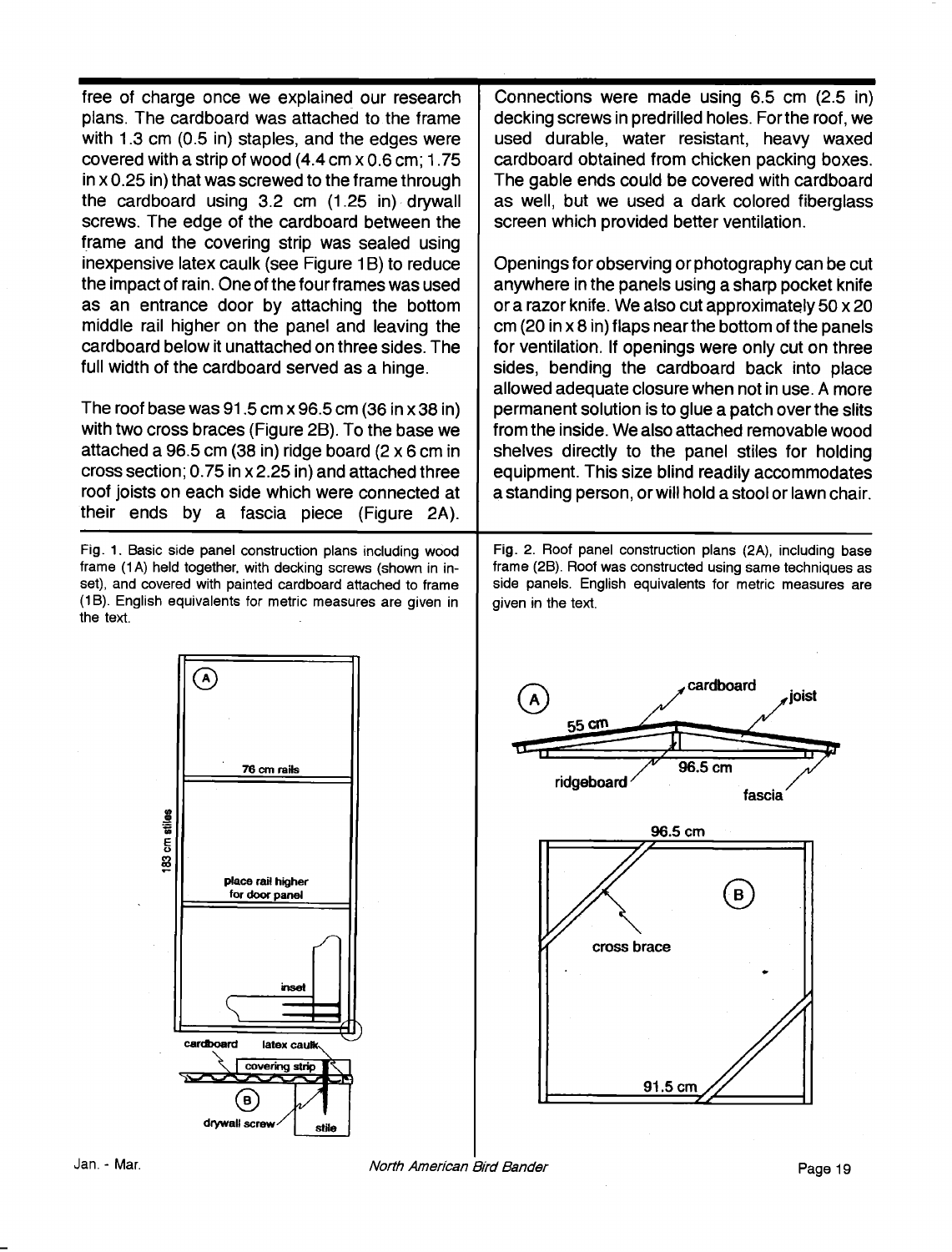free of charge once we explained our research plans. The cardboard was attached to the frame with 1.3 cm (0.5 in) staples, and the edges were covered with a strip of wood (4.4 cm x 0.6 cm; 1.75 in x 0.25 in) that was screwed to the frame through the cardboard using 3.2 cm (1.25 in) drywall screws. The edge of the cardboard between the frame and the covering strip was sealed using inexpensive latex caulk (see Figure 1B) to reduce the impact of rain. One of the four frames was used as an entrance door by attaching the bottom middle rail higher on the panel and leaving the cardboard below it unattached on three sides. The full width of the cardboard served as a hinge.

The roof base was 91.5 cm x 96.5 cm (36 in x 38 in) with two cross braces (Figure 2B). To the base we attached a 96.5 cm (38 in) ridge board (2 x 6 cm in cross section; 0.75 in x 2.25 in) and attached three roof joists on each side which were connected at their ends by a fascia piece (Figure 2A). Connections were made using 6.5 cm (2.5 in) decking screws in predrilled holes. For the roof, we used durable, water resistant, heavy waxed cardboard obtained from chicken packing boxes. The gable ends could be covered with cardboard as well, but we used a dark colored fiberglass screen which provided better ventilation.

Openings for observing or photography can be cut anywhere in the panels using a sharp pocket knife or a razor knife. We also cut approximately 50 x 20 cm (20 in x 8 in) flaps near the bottom of the panels for ventilation. If openings were only cut on three sides, bending the cardboard back into place allowed adequate closure when not in use. A more permanent solution is to glue a patch over the slits from the inside. We also attached removable wood shelves directly to the panel stiles for holding equipment. This size blind readily accommodates a standing person, or will hold a stool or lawn chair.

Fig. 1. Basic side panel construction plans including wood frame (1A) held together, with decking screws (shown in inset), and covered with painted cardboard attached to frame (1B). English equivalents for metric measures are given in the text.

Fig. 2. Roof panel construction plans (2A), including base frame (2B). Roof was constructed using same techniques as side panels. English equivalents for metric measures are given in the text.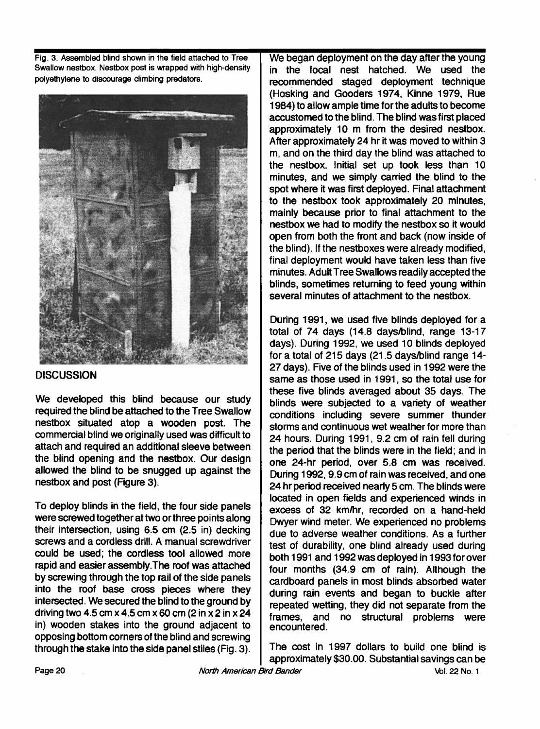Fig. 3. Assembled blind shown in the field attached to Tree Swallow nestbox. Nestbox post is wrapped with high-density polyethylene to discourage climbing predators.

## DISCUSSION

We developed this blind because our study required the blind be attached to the Tree Swallow nestbox situated atop a wooden post. The commercial blind we originally used was difficult to attach and required an additional sleeve between the blind opening and the nestbox. Our design allowed the blind to be snugged up against the nestbox and post (Figure 3).

To deploy blinds in the field, the four side panels were screwed together at two or three points along their intersection, using 6.5 cm (2.5 in) decking screws and a cordless drill. A manual screwdriver could be used; the cordless tool allowed more rapid and easier assembly.The roof was attached by screwing through the top rail of the side panels into the roof base cross pieces where they intersected. We secured the blind to the ground by driving two 4.5 cm x 4.5 cm x 60 cm (2 in x 2 in x 24 in) wooden stakes into the ground adjacent to opposing bottom corners of the blind and screwing through the stake into the side panel stiles (Fig. 3).

We began deployment on the day after the young in the focal nest hatched. We used the recommended staged deployment technique (Hosking and Gooders 1974, Kinne 1979, Rue 1984) to allow ample time for the adults to become accustomed to the blind. The blind was first placed approximately 10 m from the desired nestbox. After approximately 24 hr it was moved to within 3 m, and on the third day the blind was attached to the nestbox. Initial set up took less than 10 minutes, and we simply carried the blind to the spot where it was first deployed. Final attachment to the nestbox took approximately 20 minutes, mainly because prior to final attachment to the nestbox we had to modify the nestbox so it would open from both the front and back (now inside of the blind). If the nestboxes were already modified, final deployment would have taken less than five minutes. Adult Tree Swallows readily accepted the blinds, sometimes returning to feed young within several minutes of attachment to the nestbox.

During 1991, we used five blinds deployed for a total of 74 days (14.8 days/blind, range 13-17 days). During 1992, we used 10 blinds deployed for a total of 215 days (21.5 days/blind range 14-27 days). Five of the blinds used in 1992 were the same as those used in 1991, so the total use for these five blinds averaged about 35 days. The blinds were subjected to a variety of weather conditions including severe summer thunder storms and continuous wet weather for more than 24 hours. During 1991, 9.2 cm of rain fell during the period that the blinds were in the field; and in one 24-hr period, over 5.8 cm was received. During 1992, 9.9 cm of rain was received, and one 24 hr period received nearly 5 cm. The blinds were located in open fields and experienced winds in excess of 32 km/hr, recorded on a hand-held Dwyer wind meter. We experienced no problems due to adverse weather conditions. As a further test of durability, one blind already used during both 1991 and 1992 was deployed in 1993 for over four months (34.9 cm of rain). Although the cardboard panels in most blinds absorbed water during rain events and began to buckle after repeated wetting, they did not separate from the frames, and no structural problems were encountered.

The cost in 1997 dollars to build one blind is approximately $30.00. Substantial savings can be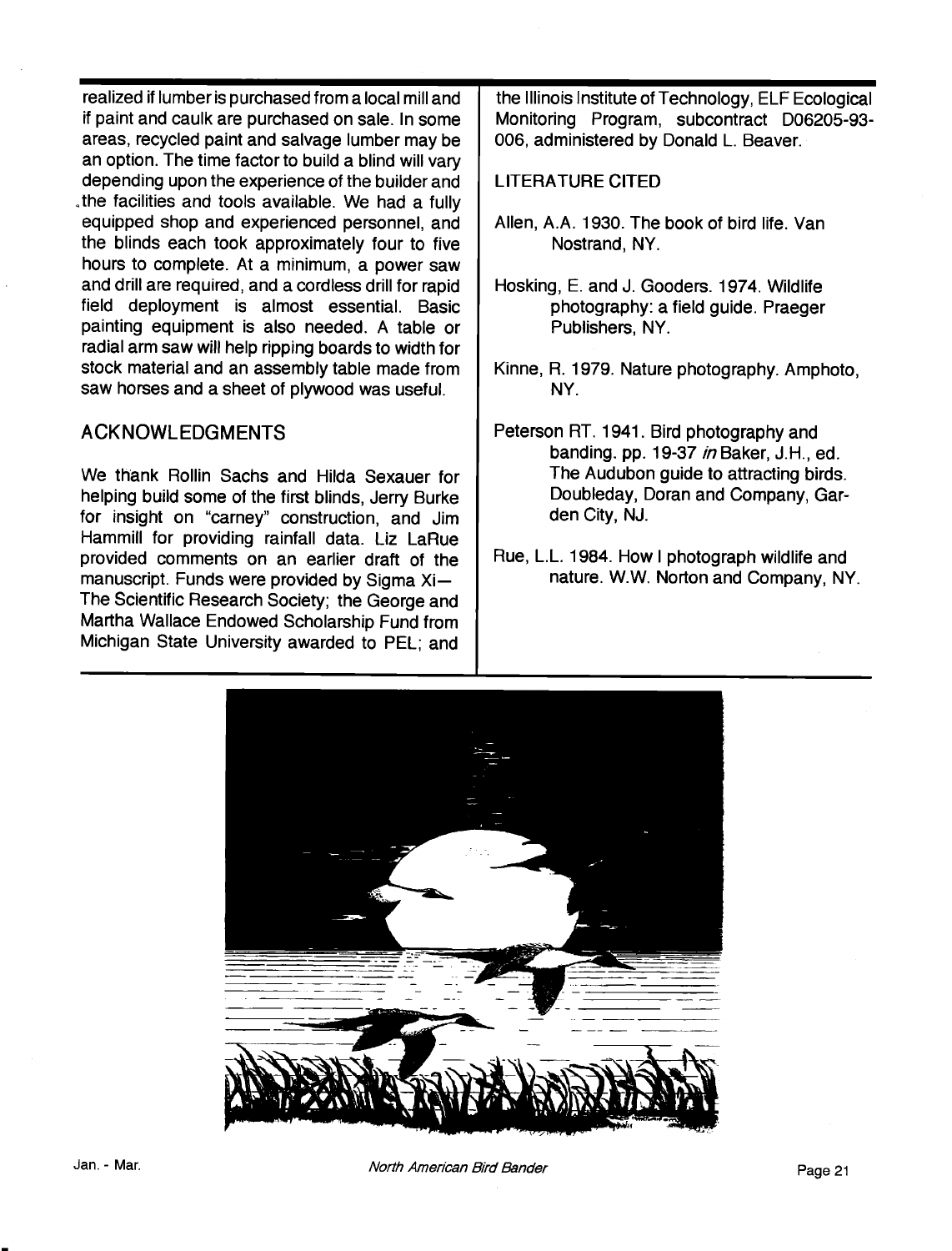realized if lumber is purchased from a local mill and if paint and caulk are purchased on sale. In some areas, recycled paint and salvage lumber may be an option. The time factor to build a blind will vary depending upon the experience of the builder and the facilities and tools available. We had a fully equipped shop and experienced personnel, and the blinds each took approximately four to five hours to complete. At a minimum, a power saw and drill are required, and a cordless drill for rapid field deployment is almost essential. Basic painting equipment is also needed. A table or radial arm saw will help ripping boards to width for stock material and an assembly table made from saw horses and a sheet of plywood was useful.

## ACKNOWLEDGMENTS

We thank Rollin Sachs and Hilda Sexauer for helping build some of the first blinds, Jerry Burke for insight on "carney" construction, and Jim Hammill for providing rainfall data. Liz LaRue provided comments on an earlier draft of the manuscript. Funds were provided by Sigma Xi— The Scientific Research Society; the George and Martha Wallace Endowed Scholarship Fund from Michigan State University awarded to PEL; and the Illinois Institute of Technology, ELF Ecological Monitoring Program, subcontract D06205-93-006, administered by Donald L. Beaver.

## LITERATURE CITED

Allen, A.A. 1930. The book of bird life. Van Nostrand, NY.

Hosking, E. and J. Gooders. 1974. Wildlife photography: a field guide. Praeger Publishers, NY.

Kinne, R. 1979. Nature photography. Amphoto, NY.

Peterson RT. 1941. Bird photography and banding. pp. 19-37 *in* Baker, J.H., ed. The Audubon guide to attracting birds. Doubleday, Doran and Company, Garden City, NJ.

Rue, L.L. 1984. How I photograph wildlife and nature. W.W. Norton and Company, NY.